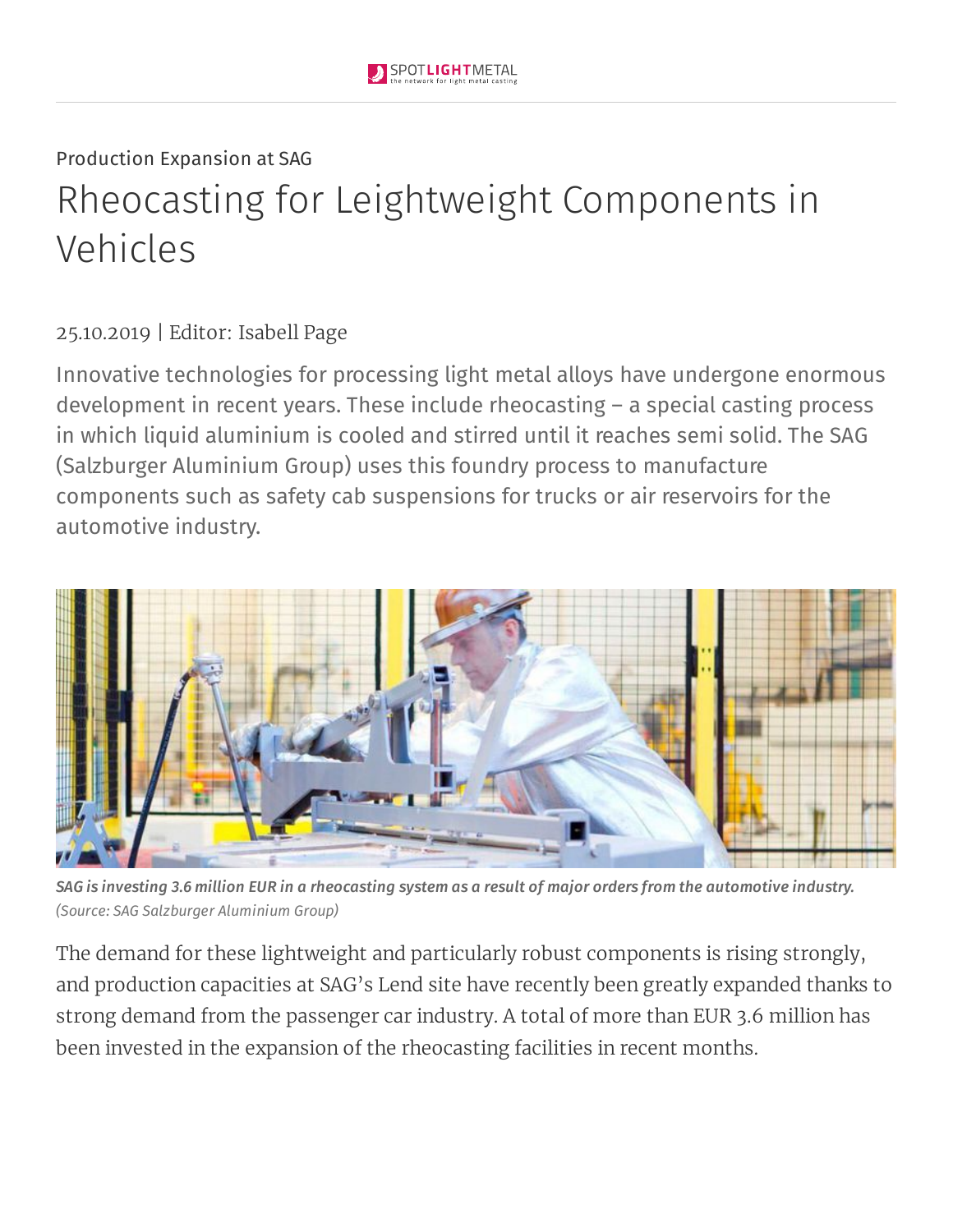Production Expansion at SAG

# Rheocasting for Leightweight Components in Vehicles

25.10.2019 | Editor: Isabell Page

Innovative technologies for processing light metal alloys have undergone enormous development in recent years. These include rheocasting – a special casting process in which liquid aluminium is cooled and stirred until it reaches semi solid. The SAG (Salzburger Aluminium Group) uses this foundry process to manufacture components such as safety cab suspensions for trucks or air reservoirs for the automotive industry.

***SAG is investing 3.6 million EUR in a rheocasting system as a result of major orders from the automotive industry.*** *(Source: SAG Salzburger Aluminium Group)*

The demand for these lightweight and particularly robust components is rising strongly, and production capacities at SAG's Lend site have recently been greatly expanded thanks to strong demand from the passenger car industry. A total of more than EUR 3.6 million has been invested in the expansion of the rheocasting facilities in recent months.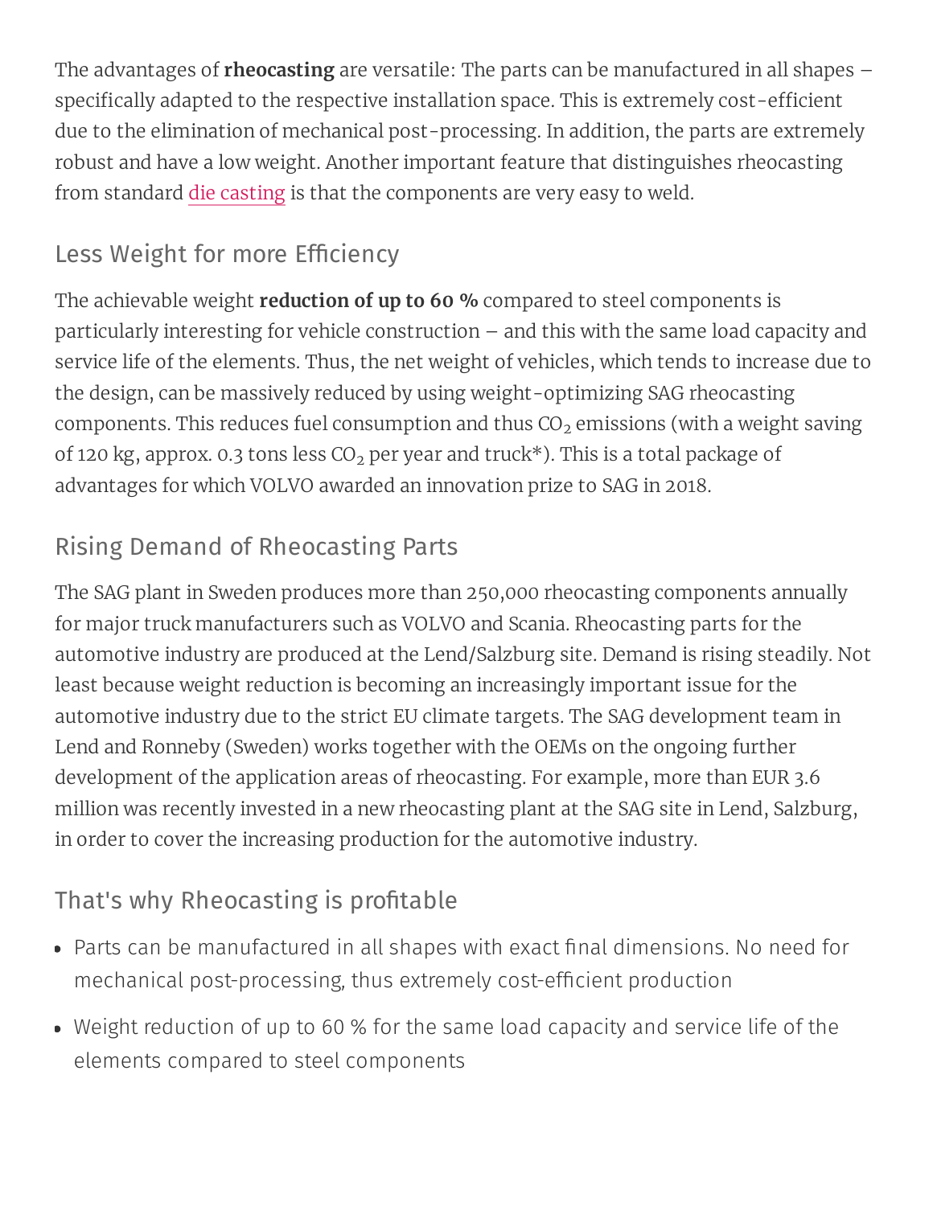The advantages of **rheocasting** are versatile: The parts can be manufactured in all shapes – specifically adapted to the respective installation space. This is extremely cost-efficient due to the elimination of mechanical post-processing. In addition, the parts are extremely robust and have a low weight. Another important feature that distinguishes rheocasting from standard die casting is that the components are very easy to weld.

## Less Weight for more Efficiency

The achievable weight **reduction of up to 60 %** compared to steel components is particularly interesting for vehicle construction – and this with the same load capacity and service life of the elements. Thus, the net weight of vehicles, which tends to increase due to the design, can be massively reduced by using weight-optimizing SAG rheocasting components. This reduces fuel consumption and thus $CO_2$ emissions (with a weight saving of 120 kg, approx. 0.3 tons less $CO_2$ per year and truck*). This is a total package of advantages for which VOLVO awarded an innovation prize to SAG in 2018.

## Rising Demand of Rheocasting Parts

The SAG plant in Sweden produces more than 250,000 rheocasting components annually for major truck manufacturers such as VOLVO and Scania. Rheocasting parts for the automotive industry are produced at the Lend/Salzburg site. Demand is rising steadily. Not least because weight reduction is becoming an increasingly important issue for the automotive industry due to the strict EU climate targets. The SAG development team in Lend and Ronneby (Sweden) works together with the OEMs on the ongoing further development of the application areas of rheocasting. For example, more than EUR 3.6 million was recently invested in a new rheocasting plant at the SAG site in Lend, Salzburg, in order to cover the increasing production for the automotive industry.

## That's why Rheocasting is profitable

- Parts can be manufactured in all shapes with exact final dimensions. No need for mechanical post-processing, thus extremely cost-efficient production
- Weight reduction of up to 60 % for the same load capacity and service life of the elements compared to steel components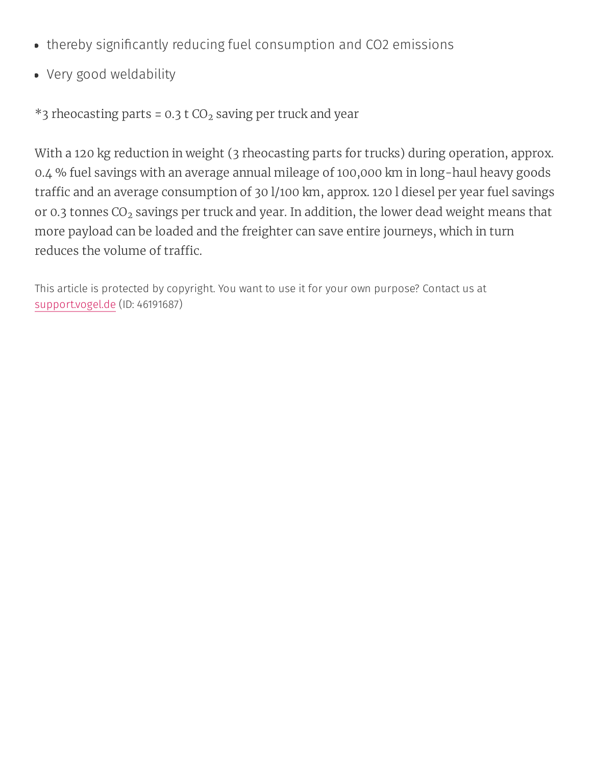- thereby significantly reducing fuel consumption and $CO_2$ emissions
- Very good weldability

*3 rheocasting parts = 0.3 t $CO_2$ saving per truck and year

With a 120 kg reduction in weight (3 rheocasting parts for trucks) during operation, approx. 0.4 % fuel savings with an average annual mileage of 100,000 km in long-haul heavy goods traffic and an average consumption of 30 l/100 km, approx. 120 l diesel per year fuel savings or 0.3 tonnes $CO_2$ savings per truck and year. In addition, the lower dead weight means that more payload can be loaded and the freighter can save entire journeys, which in turn reduces the volume of traffic.

This article is protected by copyright. You want to use it for your own purpose? Contact us at support.vogel.de (ID: 46191687)